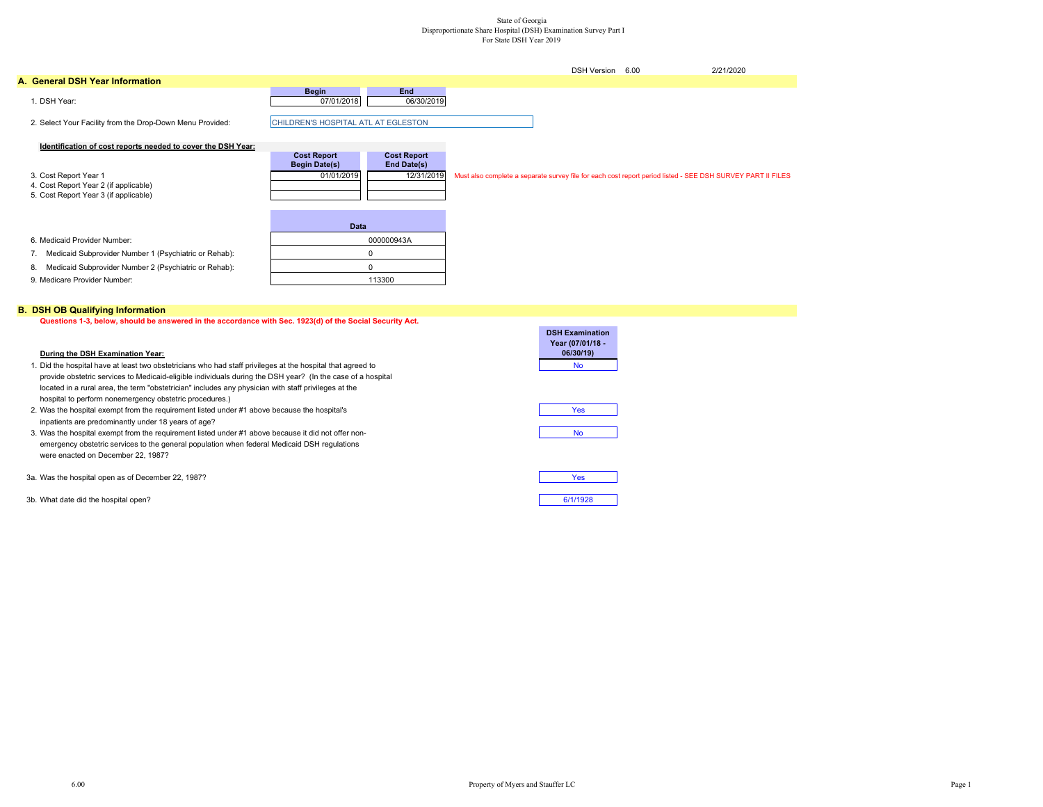State of Georgia
Disproportionate Share Hospital (DSH) Examination Survey Part I
For State DSH Year 2019

DSH Version 6.00 2/21/2020

## A. General DSH Year Information

| | Begin | End |
|---|---|---|
| 1. DSH Year: | 07/01/2018 | 06/30/2019 |

2. Select Your Facility from the Drop-Down Menu Provided: CHILDREN'S HOSPITAL ATL AT EGLESTON

**Identification of cost reports needed to cover the DSH Year:**

| | Cost Report Begin Date(s) | Cost Report End Date(s) |
|---|---|---|
| 3. Cost Report Year 1 | 01/01/2019 | 12/31/2019 |
| 4. Cost Report Year 2 (if applicable) | | |
| 5. Cost Report Year 3 (if applicable) | | |

Must also complete a separate survey file for each cost report period listed - SEE DSH SURVEY PART II FILES

| | Data |
|---|---|
| 6. Medicaid Provider Number: | 000000943A |
| 7. Medicaid Subprovider Number 1 (Psychiatric or Rehab): | 0 |
| 8. Medicaid Subprovider Number 2 (Psychiatric or Rehab): | 0 |
| 9. Medicare Provider Number: | 113300 |

## B. DSH OB Qualifying Information

**Questions 1-3, below, should be answered in the accordance with Sec. 1923(d) of the Social Security Act.**

| During the DSH Examination Year: | DSH Examination Year (07/01/18 - 06/30/19) |
|---|---|
| 1. Did the hospital have at least two obstetricians who had staff privileges at the hospital that agreed to provide obstetric services to Medicaid-eligible individuals during the DSH year? (In the case of a hospital located in a rural area, the term "obstetrician" includes any physician with staff privileges at the hospital to perform nonemergency obstetric procedures.) | No |
| 2. Was the hospital exempt from the requirement listed under #1 above because the hospital's inpatients are predominantly under 18 years of age? | Yes |
| 3. Was the hospital exempt from the requirement listed under #1 above because it did not offer non-emergency obstetric services to the general population when federal Medicaid DSH regulations were enacted on December 22, 1987? | No |
| 3a. Was the hospital open as of December 22, 1987? | Yes |
| 3b. What date did the hospital open? | 6/1/1928 |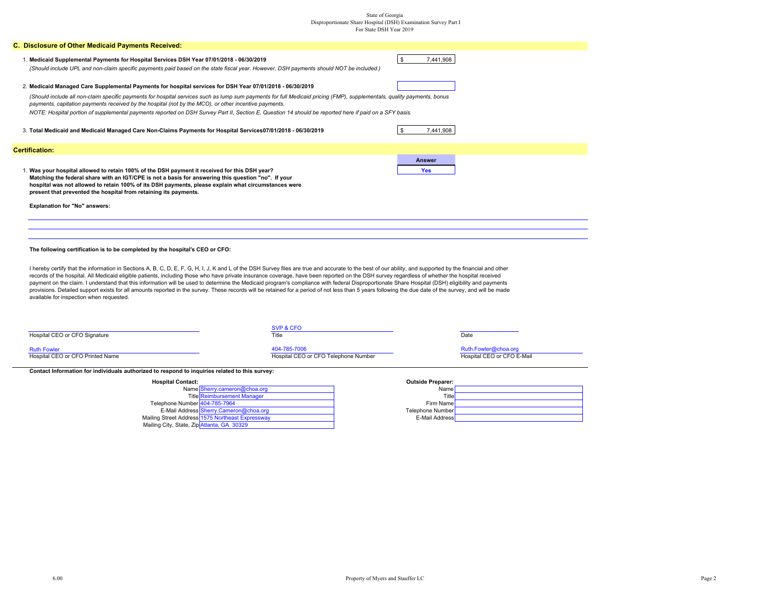State of Georgia
Disproportionate Share Hospital (DSH) Examination Survey Part I
For State DSH Year 2019

## C. Disclosure of Other Medicaid Payments Received:

1. **Medicaid Supplemental Payments for Hospital Services DSH Year 07/01/2018 - 06/30/2019** — $ 7,441,908

   *(Should include UPL and non-claim specific payments paid based on the state fiscal year. However, DSH payments should NOT be included.)*

2. **Medicaid Managed Care Supplemental Payments for hospital services for DSH Year 07/01/2018 - 06/30/2019**

   *(Should include all non-claim specific payments for hospital services such as lump sum payments for full Medicaid pricing (FMP), supplementals, quality payments, bonus payments, capitation payments received by the hospital (not by the MCO), or other incentive payments.*

   *NOTE: Hospital portion of supplemental payments reported on DSH Survey Part II, Section E, Question 14 should be reported here if paid on a SFY basis.*

3. **Total Medicaid and Medicaid Managed Care Non-Claims Payments for Hospital Services07/01/2018 - 06/30/2019** — $ 7,441,908

## Certification:

| | Answer |
|---|---|
| 1. **Was your hospital allowed to retain 100% of the DSH payment it received for this DSH year? Matching the federal share with an IGT/CPE is not a basis for answering this question "no". If your hospital was not allowed to retain 100% of its DSH payments, please explain what circumstances were present that prevented the hospital from retaining its payments.** | Yes |

**Explanation for "No" answers:**

**The following certification is to be completed by the hospital's CEO or CFO:**

I hereby certify that the information in Sections A, B, C, D, E, F, G, H, I, J, K and L of the DSH Survey files are true and accurate to the best of our ability, and supported by the financial and other records of the hospital. All Medicaid eligible patients, including those who have private insurance coverage, have been reported on the DSH survey regardless of whether the hospital received payment on the claim. I understand that this information will be used to determine the Medicaid program's compliance with federal Disproportionate Share Hospital (DSH) eligibility and payments provisions. Detailed support exists for all amounts reported in the survey. These records will be retained for a period of not less than 5 years following the due date of the survey, and will be made available for inspection when requested.

| Hospital CEO or CFO Signature | Title: SVP & CFO | Date |
|---|---|---|
| Hospital CEO or CFO Printed Name: Ruth Fowler | Hospital CEO or CFO Telephone Number: 404-785-7006 | Hospital CEO or CFO E-Mail: Ruth.Fowler@choa.org |

**Contact Information for individuals authorized to respond to inquiries related to this survey:**

| **Hospital Contact:** | | **Outside Preparer:** | |
|---|---|---|---|
| Name | Sherry.cameron@choa.org | Name | |
| Title | Reimbursement Manager | Title | |
| Telephone Number | 404-785-7964 | Firm Name | |
| E-Mail Address | Sherry.Cameron@choa.org | Telephone Number | |
| Mailing Street Address | 1575 Northeast Expressway | E-Mail Address | |
| Mailing City, State, Zip | Atlanta, GA 30329 | | |

6.00 Property of Myers and Stauffer LC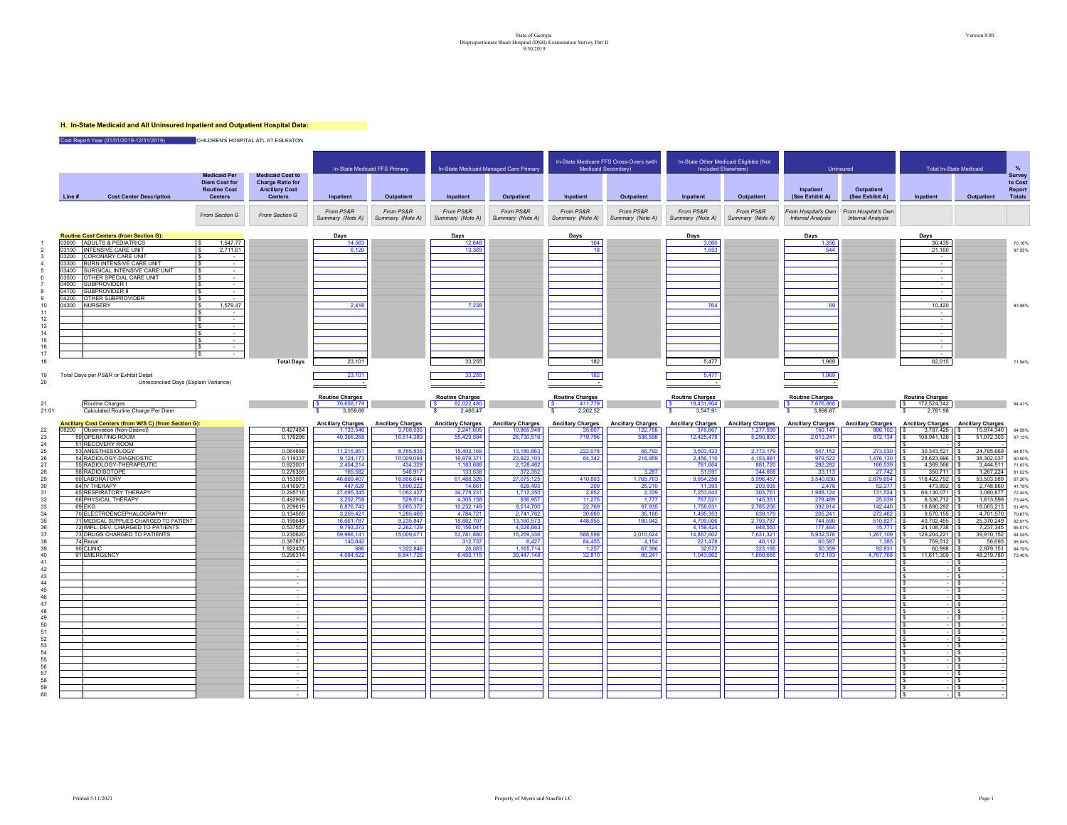## H. In-State Medicaid and All Uninsured Inpatient and Outpatient Hospital Data:

Cost Report Year (01/01/2019-12/31/2019) CHILDREN'S HOSPITAL ATL AT EGLESTON

| Line # | | Cost Center Description | Medicaid Per Diem Cost for Routine Cost Centers | Medicaid Cost to Charge Ratio for Ancillary Cost Centers | In-State Medicaid FFS Primary | | In-State Medicaid Managed Care Primary | | In-State Medicare FFS Cross-Overs (with Medicaid Secondary) | | In-State Other Medicaid Eligibles (Not Included Elsewhere) | | Uninsured | | Total In-State Medicaid | | % Survey to Cost Report Totals |
|---|---|---|---|---|---|---|---|---|---|---|---|---|---|---|---|---|---|
| | | | | | Inpatient | Outpatient | Inpatient | Outpatient | Inpatient | Outpatient | Inpatient | Outpatient | Inpatient (See Exhibit A) | Outpatient (See Exhibit A) | Inpatient | Outpatient | |
| | | | *From Section G* | *From Section G* | *From PS&R Summary (Note A)* | *From PS&R Summary (Note A)* | *From PS&R Summary (Note A)* | *From PS&R Summary (Note A)* | *From PS&R Summary (Note A)* | *From PS&R Summary (Note A)* | *From PS&R Summary (Note A)* | *From PS&R Summary (Note A)* | *From Hospital's Own Internal Analysis* | *From Hospital's Own Internal Analysis* | | | |
| | | **Routine Cost Centers (from Section G):** | | | **Days** | | **Days** | | **Days** | | **Days** | | **Days** | | **Days** | | |
| 1 | 03000 | ADULTS & PEDIATRICS | $ 1,547.77 | | 14,563 | | 12,648 | | 164 | | 3,060 | | 1,356 | | 30,435 | | 70.16% |
| 2 | 03100 | INTENSIVE CARE UNIT | $ 2,711.61 | | 6,120 | | 13,369 | | 18 | | 1,653 | | 544 | | 21,160 | | 97.55% |
| 3 | 03200 | CORONARY CARE UNIT | $ - | | | | | | | | | | | | - | | |
| 4 | 03300 | BURN INTENSIVE CARE UNIT | $ - | | | | | | | | | | | | - | | |
| 5 | 03400 | SURGICAL INTENSIVE CARE UNIT | $ - | | | | | | | | | | | | - | | |
| 6 | 03500 | OTHER SPECIAL CARE UNIT | $ - | | | | | | | | | | | | - | | |
| 7 | 04000 | SUBPROVIDER I | $ - | | | | | | | | | | | | - | | |
| 8 | 04100 | SUBPROVIDER II | $ - | | | | | | | | | | | | - | | |
| 9 | 04200 | OTHER SUBPROVIDER | $ - | | | | | | | | | | | | - | | |
| 10 | 04300 | NURSERY | $ 1,579.47 | | 2,418 | | 7,238 | | | | 764 | | 69 | | 10,420 | | 83.98% |
| 11 | | | $ - | | | | | | | | | | | | - | | |
| 12 | | | $ - | | | | | | | | | | | | - | | |
| 13 | | | $ - | | | | | | | | | | | | - | | |
| 14 | | | $ - | | | | | | | | | | | | - | | |
| 15 | | | $ - | | | | | | | | | | | | - | | |
| 16 | | | $ - | | | | | | | | | | | | - | | |
| 17 | | | $ - | | | | | | | | | | | | - | | |
| 18 | | | | Total Days | 23,101 | | 33,255 | | 182 | | 5,477 | | 1,969 | | 62,015 | | 71.94% |
| 19 | | Total Days per PS&R or Exhibit Detail | | | 23,101 | | 33,255 | | 182 | | 5,477 | | 1,969 | | | | |
| 20 | | Unreconciled Days (Explain Variance) | | | - | | - | | - | | - | | - | | | | |
| | | | | | **Routine Charges** | | **Routine Charges** | | **Routine Charges** | | **Routine Charges** | | **Routine Charges** | | **Routine Charges** | | |
| 21 | | Routine Charges | | | $ 70,658,179 | | $ 82,022,480 | | $ 411,779 | | $ 19,431,904 | | $ 7,676,868 | | $ 172,524,342 | | 64.41% |
| 21.01 | | Calculated Routine Charge Per Diem | | | $ 3,058.66 | | $ 2,466.47 | | $ 2,262.52 | | $ 3,547.91 | | $ 3,898.87 | | $ 2,781.98 | | |
| | | **Ancillary Cost Centers (from W/S C) (from Section G):** | | | **Ancillary Charges** | **Ancillary Charges** | **Ancillary Charges** | **Ancillary Charges** | **Ancillary Charges** | **Ancillary Charges** | **Ancillary Charges** | **Ancillary Charges** | **Ancillary Charges** | **Ancillary Charges** | **Ancillary Charges** | **Ancillary Charges** | |
| 22 | 09200 | Observation (Non-Distinct) | | 0.427484 | 1,133,546 | 3,708,035 | 2,241,605 | 10,865,948 | 35,607 | 122,758 | 376,667 | 1,277,599 | 150,147 | 886,102 | $ 3,787,425 | $ 15,974,340 | 64.58% |
| 23 | 50 | OPERATING ROOM | | 0.176296 | 40,366,268 | 16,514,389 | 55,429,584 | 28,730,518 | 719,796 | 536,598 | 12,425,478 | 5,290,800 | 2,013,241 | 872,134 | $ 108,941,126 | $ 51,072,303 | 67.13% |
| 24 | 51 | RECOVERY ROOM | | - | | | | | | | | | | | $ - | $ - | |
| 25 | 53 | ANESTHESIOLOGY | | 0.064668 | 11,215,851 | 8,765,835 | 15,402,169 | 13,180,863 | 222,078 | 66,792 | 3,503,423 | 2,772,179 | 547,152 | 273,030 | $ 30,343,521 | $ 24,785,669 | 64.87% |
| 26 | 54 | RADIOLOGY-DIAGNOSTIC | | 0.119337 | 9,124,173 | 10,009,094 | 16,979,371 | 23,922,103 | 64,342 | 216,959 | 2,456,110 | 4,153,881 | 979,522 | 1,476,130 | $ 28,623,996 | $ 38,302,037 | 60.50% |
| 27 | 55 | RADIOLOGY-THERAPEUTIC | | 0.923001 | 2,404,214 | 434,329 | 1,183,688 | 2,128,462 | | | 781,664 | 881,720 | 292,282 | 166,539 | $ 4,369,566 | $ 3,444,511 | 71.87% |
| 28 | 56 | RADIOISOTOPE | | 0.276359 | 165,582 | 546,917 | 133,538 | 372,352 | | 3,287 | 51,591 | 344,668 | 33,113 | 27,742 | $ 350,711 | $ 1,267,224 | 61.02% |
| 29 | 60 | LABORATORY | | 0.153591 | 46,669,407 | 18,666,644 | 61,488,326 | 27,075,125 | 410,803 | 1,765,763 | 9,854,256 | 5,996,457 | 3,540,630 | 2,679,654 | $ 118,422,792 | $ 53,503,989 | 67.26% |
| 30 | 64 | IV THERAPY | | 0.416973 | 447,629 | 1,890,222 | 14,661 | 629,493 | 209 | 25,210 | 11,393 | 203,935 | 2,478 | 52,277 | $ 473,892 | $ 2,748,860 | 41.79% |
| 31 | 65 | RESPIRATORY THERAPY | | 0.295716 | 27,095,345 | 1,062,427 | 34,778,231 | 1,712,350 | 2,852 | 2,339 | 7,253,643 | 303,761 | 1,988,124 | 131,524 | $ 69,130,071 | $ 3,080,877 | 72.44% |
| 32 | 66 | PHYSICAL THERAPY | | 0.492906 | 3,252,758 | 529,514 | 4,305,158 | 936,957 | 11,275 | 1,777 | 767,521 | 145,351 | 278,489 | 25,039 | $ 8,336,712 | $ 1,613,599 | 73.44% |
| 33 | 69 | EKG | | 0.209619 | 6,876,743 | 5,665,372 | 10,232,149 | 9,514,700 | 22,769 | 97,935 | 1,758,631 | 2,785,206 | 392,614 | 142,440 | $ 18,890,292 | $ 18,063,213 | 51.45% |
| 34 | 70 | ELECTROENCEPHALOGRAPHY | | 0.134569 | 3,259,421 | 1,285,469 | 4,784,721 | 2,741,762 | 30,660 | 35,160 | 1,495,353 | 639,179 | 205,241 | 272,462 | $ 9,570,155 | $ 4,701,570 | 70.67% |
| 35 | 71 | MEDICAL SUPPLIES CHARGED TO PATIENT | | 0.190649 | 16,661,787 | 9,235,847 | 18,882,707 | 13,160,573 | 448,955 | 180,042 | 4,709,006 | 2,793,787 | 744,590 | 510,827 | $ 40,702,455 | $ 25,370,249 | 62.91% |
| 36 | 72 | IMPL. DEV. CHARGED TO PATIENTS | | 0.537557 | 9,793,273 | 2,262,129 | 10,156,041 | 4,026,663 | | | 4,159,424 | 948,553 | 177,464 | 15,771 | $ 24,108,738 | $ 7,237,345 | 68.07% |
| 37 | 73 | DRUGS CHARGED TO PATIENTS | | 0.230620 | 59,966,141 | 15,009,471 | 53,781,880 | 15,259,336 | 588,598 | 2,010,024 | 14,867,602 | 7,631,321 | 5,932,576 | 1,267,109 | $ 129,204,221 | $ 39,910,152 | 64.04% |
| 38 | 74 | Renal | | 0.387871 | 140,842 | - | 312,737 | 6,427 | 84,455 | 4,154 | 221,478 | 46,112 | 60,587 | 1,385 | $ 759,512 | $ 56,693 | 95.54% |
| 39 | 90 | CLINIC | | 1.922435 | 986 | 1,322,846 | 26,083 | 1,165,714 | 1,257 | 67,396 | 32,672 | 323,195 | 50,359 | 92,831 | $ 60,998 | $ 2,879,151 | 64.79% |
| 40 | 91 | EMERGENCY | | 0.296314 | 4,084,522 | 6,841,726 | 6,450,115 | 39,447,148 | 32,810 | 80,241 | 1,043,862 | 1,850,665 | 513,183 | 4,767,768 | $ 11,611,309 | $ 48,219,780 | 72.40% |
| 41 | | | | - | | | | | | | | | | | $ - | $ - | |
| 42 | | | | - | | | | | | | | | | | $ - | $ - | |
| 43 | | | | - | | | | | | | | | | | $ - | $ - | |
| 44 | | | | - | | | | | | | | | | | $ - | $ - | |
| 45 | | | | - | | | | | | | | | | | $ - | $ - | |
| 46 | | | | - | | | | | | | | | | | $ - | $ - | |
| 47 | | | | - | | | | | | | | | | | $ - | $ - | |
| 48 | | | | - | | | | | | | | | | | $ - | $ - | |
| 49 | | | | - | | | | | | | | | | | $ - | $ - | |
| 50 | | | | - | | | | | | | | | | | $ - | $ - | |
| 51 | | | | - | | | | | | | | | | | $ - | $ - | |
| 52 | | | | - | | | | | | | | | | | $ - | $ - | |
| 53 | | | | - | | | | | | | | | | | $ - | $ - | |
| 54 | | | | - | | | | | | | | | | | $ - | $ - | |
| 55 | | | | - | | | | | | | | | | | $ - | $ - | |
| 56 | | | | - | | | | | | | | | | | $ - | $ - | |
| 57 | | | | - | | | | | | | | | | | $ - | $ - | |
| 58 | | | | - | | | | | | | | | | | $ - | $ - | |
| 59 | | | | - | | | | | | | | | | | $ - | $ - | |
| 60 | | | | - | | | | | | | | | | | $ - | $ - | |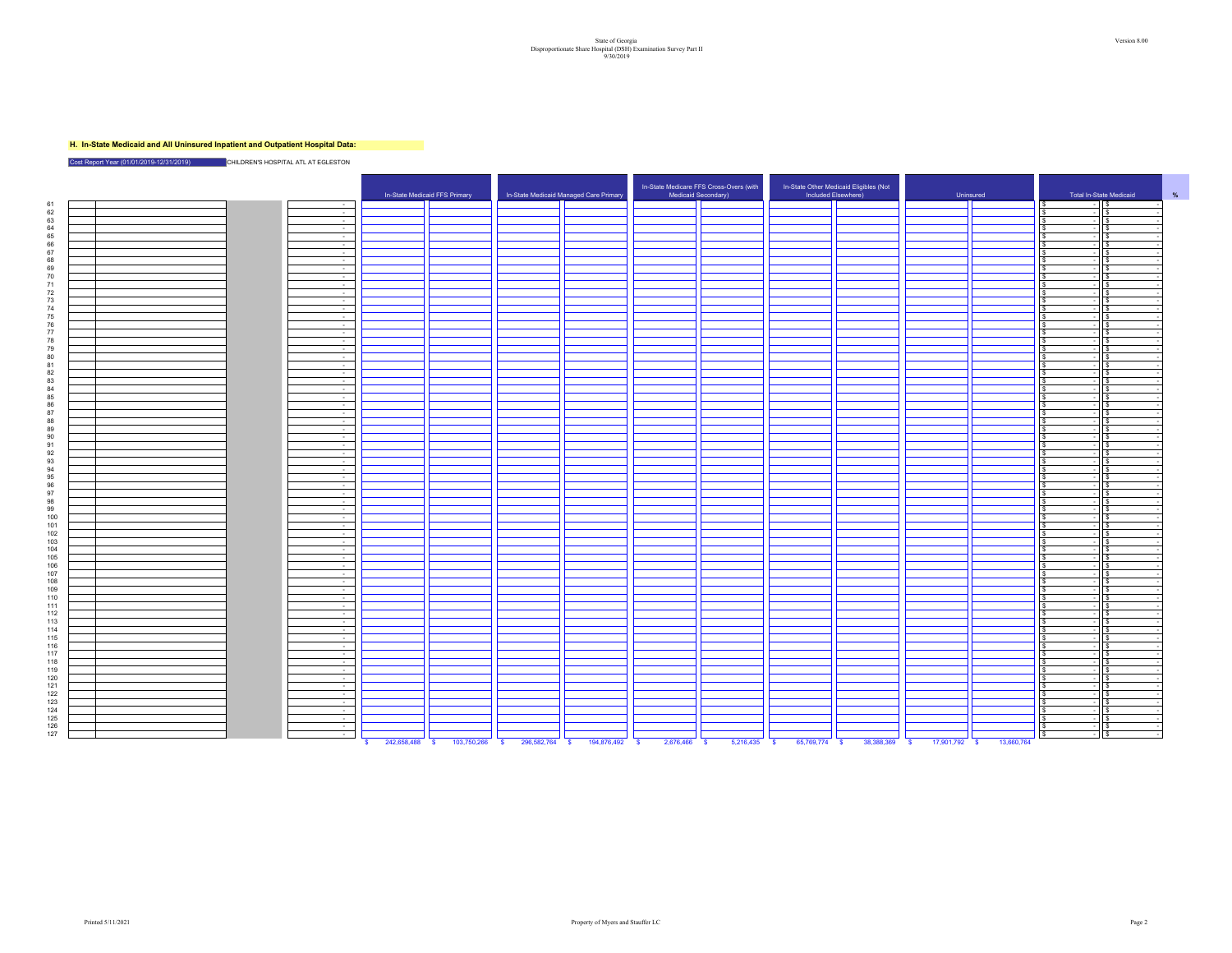State of Georgia
Disproportionate Share Hospital (DSH) Examination Survey Part II
9/30/2019

Version 8.00

**H. In-State Medicaid and All Uninsured Inpatient and Outpatient Hospital Data:**

Cost Report Year (01/01/2019-12/31/2019) CHILDREN'S HOSPITAL ATL AT EGLESTON

| Line | | | | | In-State Medicaid FFS Primary | | In-State Medicaid Managed Care Primary | | In-State Medicare FFS Cross-Overs (with Medicaid Secondary) | | In-State Other Medicaid Eligibles (Not Included Elsewhere) | | Uninsured | | Total In-State Medicaid | | % |
|---|---|---|---|---|---|---|---|---|---|---|---|---|---|---|---|---|---|
| 61 | | | | - | | | | | | | | | | | $ - | $ - | |
| 62 | | | | - | | | | | | | | | | | $ - | $ - | |
| 63 | | | | - | | | | | | | | | | | $ - | $ - | |
| 64 | | | | - | | | | | | | | | | | $ - | $ - | |
| 65 | | | | - | | | | | | | | | | | $ - | $ - | |
| 66 | | | | - | | | | | | | | | | | $ - | $ - | |
| 67 | | | | - | | | | | | | | | | | $ - | $ - | |
| 68 | | | | - | | | | | | | | | | | $ - | $ - | |
| 69 | | | | - | | | | | | | | | | | $ - | $ - | |
| 70 | | | | - | | | | | | | | | | | $ - | $ - | |
| 71 | | | | - | | | | | | | | | | | $ - | $ - | |
| 72 | | | | - | | | | | | | | | | | $ - | $ - | |
| 73 | | | | - | | | | | | | | | | | $ - | $ - | |
| 74 | | | | - | | | | | | | | | | | $ - | $ - | |
| 75 | | | | - | | | | | | | | | | | $ - | $ - | |
| 76 | | | | - | | | | | | | | | | | $ - | $ - | |
| 77 | | | | - | | | | | | | | | | | $ - | $ - | |
| 78 | | | | - | | | | | | | | | | | $ - | $ - | |
| 79 | | | | - | | | | | | | | | | | $ - | $ - | |
| 80 | | | | - | | | | | | | | | | | $ - | $ - | |
| 81 | | | | - | | | | | | | | | | | $ - | $ - | |
| 82 | | | | - | | | | | | | | | | | $ - | $ - | |
| 83 | | | | - | | | | | | | | | | | $ - | $ - | |
| 84 | | | | - | | | | | | | | | | | $ - | $ - | |
| 85 | | | | - | | | | | | | | | | | $ - | $ - | |
| 86 | | | | - | | | | | | | | | | | $ - | $ - | |
| 87 | | | | - | | | | | | | | | | | $ - | $ - | |
| 88 | | | | - | | | | | | | | | | | $ - | $ - | |
| 89 | | | | - | | | | | | | | | | | $ - | $ - | |
| 90 | | | | - | | | | | | | | | | | $ - | $ - | |
| 91 | | | | - | | | | | | | | | | | $ - | $ - | |
| 92 | | | | - | | | | | | | | | | | $ - | $ - | |
| 93 | | | | - | | | | | | | | | | | $ - | $ - | |
| 94 | | | | - | | | | | | | | | | | $ - | $ - | |
| 95 | | | | - | | | | | | | | | | | $ - | $ - | |
| 96 | | | | - | | | | | | | | | | | $ - | $ - | |
| 97 | | | | - | | | | | | | | | | | $ - | $ - | |
| 98 | | | | - | | | | | | | | | | | $ - | $ - | |
| 99 | | | | - | | | | | | | | | | | $ - | $ - | |
| 100 | | | | - | | | | | | | | | | | $ - | $ - | |
| 101 | | | | - | | | | | | | | | | | $ - | $ - | |
| 102 | | | | - | | | | | | | | | | | $ - | $ - | |
| 103 | | | | - | | | | | | | | | | | $ - | $ - | |
| 104 | | | | - | | | | | | | | | | | $ - | $ - | |
| 105 | | | | - | | | | | | | | | | | $ - | $ - | |
| 106 | | | | - | | | | | | | | | | | $ - | $ - | |
| 107 | | | | - | | | | | | | | | | | $ - | $ - | |
| 108 | | | | - | | | | | | | | | | | $ - | $ - | |
| 109 | | | | - | | | | | | | | | | | $ - | $ - | |
| 110 | | | | - | | | | | | | | | | | $ - | $ - | |
| 111 | | | | - | | | | | | | | | | | $ - | $ - | |
| 112 | | | | - | | | | | | | | | | | $ - | $ - | |
| 113 | | | | - | | | | | | | | | | | $ - | $ - | |
| 114 | | | | - | | | | | | | | | | | $ - | $ - | |
| 115 | | | | - | | | | | | | | | | | $ - | $ - | |
| 116 | | | | - | | | | | | | | | | | $ - | $ - | |
| 117 | | | | - | | | | | | | | | | | $ - | $ - | |
| 118 | | | | - | | | | | | | | | | | $ - | $ - | |
| 119 | | | | - | | | | | | | | | | | $ - | $ - | |
| 120 | | | | - | | | | | | | | | | | $ - | $ - | |
| 121 | | | | - | | | | | | | | | | | $ - | $ - | |
| 122 | | | | - | | | | | | | | | | | $ - | $ - | |
| 123 | | | | - | | | | | | | | | | | $ - | $ - | |
| 124 | | | | - | | | | | | | | | | | $ - | $ - | |
| 125 | | | | - | | | | | | | | | | | $ - | $ - | |
| 126 | | | | - | | | | | | | | | | | $ - | $ - | |
| 127 | | | | - | | | | | | | | | | | $ - | $ - | |
| | | | | | $ 242,658,488 | $ 103,750,266 | $ 296,582,764 | $ 194,876,492 | $ 2,676,466 | $ 5,216,435 | $ 65,769,774 | $ 38,388,369 | $ 17,901,792 | $ 13,660,764 | | | |

Printed 5/11/2021

Property of Myers and Stauffer LC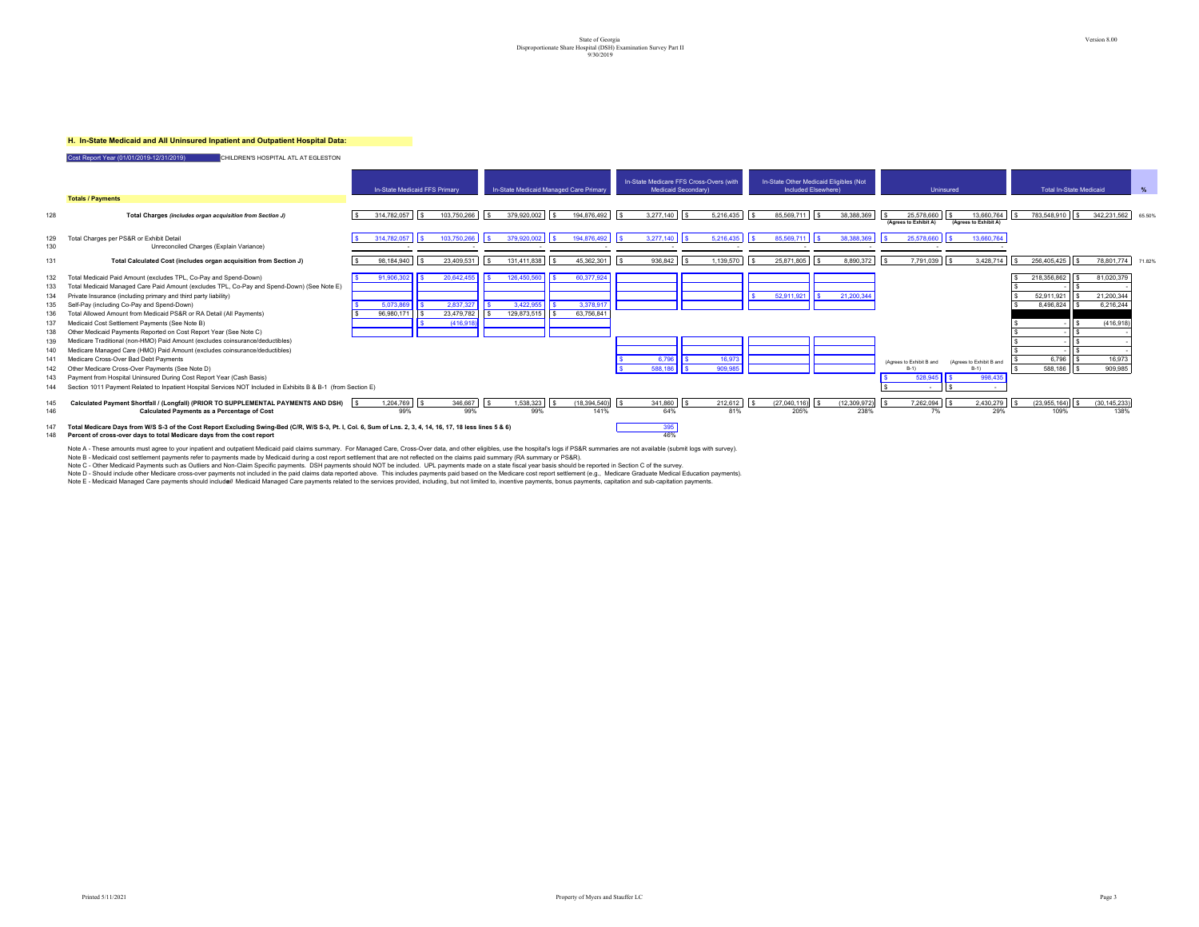State of Georgia
Disproportionate Share Hospital (DSH) Examination Survey Part II
9/30/2019

Version 8.00

### H. In-State Medicaid and All Uninsured Inpatient and Outpatient Hospital Data:

Cost Report Year (01/01/2019-12/31/2019) CHILDREN'S HOSPITAL ATL AT EGLESTON

| Line | Totals / Payments | In-State Medicaid FFS Primary | | In-State Medicaid Managed Care Primary | | In-State Medicare FFS Cross-Overs (with Medicaid Secondary) | | In-State Other Medicaid Eligibles (Not Included Elsewhere) | | Uninsured | | Total In-State Medicaid | | % |
|---|---|---|---|---|---|---|---|---|---|---|---|---|---|---|
| 128 | **Total Charges** *(includes organ acquisition from Section J)* | $ 314,782,057 | $ 103,750,266 | $ 379,920,002 | $ 194,876,492 | $ 3,277,140 | $ 5,216,435 | $ 85,569,711 | $ 38,388,369 | $ 25,578,660 (Agrees to Exhibit A) | $ 13,660,764 (Agrees to Exhibit A) | $ 783,548,910 | $ 342,231,562 | 65.50% |
| 129 | Total Charges per PS&R or Exhibit Detail | $ 314,782,057 | $ 103,750,266 | $ 379,920,002 | $ 194,876,492 | $ 3,277,140 | $ 5,216,435 | $ 85,569,711 | $ 38,388,369 | $ 25,578,660 | $ 13,660,764 | | | |
| 130 | Unreconciled Charges (Explain Variance) | - | - | - | - | - | - | - | - | - | - | | | |
| 131 | **Total Calculated Cost (includes organ acquisition from Section J)** | $ 98,184,940 | $ 23,409,531 | $ 131,411,838 | $ 45,362,301 | $ 936,842 | $ 1,139,570 | $ 25,871,805 | $ 8,890,372 | $ 7,791,039 | $ 3,428,714 | $ 256,405,425 | $ 78,801,774 | 71.82% |
| 132 | Total Medicaid Paid Amount (excludes TPL, Co-Pay and Spend-Down) | $ 91,906,302 | $ 20,642,455 | $ 126,450,560 | $ 60,377,924 | | | | | | | $ 218,356,862 | $ 81,020,379 | |
| 133 | Total Medicaid Managed Care Paid Amount (excludes TPL, Co-Pay and Spend-Down) (See Note E) | | | | | | | | | | | $ - | $ - | |
| 134 | Private Insurance (including primary and third party liability) | | | | | | | $ 52,911,921 | $ 21,200,344 | | | $ 52,911,921 | $ 21,200,344 | |
| 135 | Self-Pay (including Co-Pay and Spend-Down) | $ 5,073,869 | $ 2,837,327 | $ 3,422,955 | $ 3,378,917 | | | | | | | $ 8,496,824 | $ 6,216,244 | |
| 136 | Total Allowed Amount from Medicaid PS&R or RA Detail (All Payments) | $ 96,980,171 | $ 23,479,782 | $ 129,873,515 | $ 63,756,841 | | | | | | | | | |
| 137 | Medicaid Cost Settlement Payments (See Note B) | | $ (416,918) | | | | | | | | | $ - | $ (416,918) | |
| 138 | Other Medicaid Payments Reported on Cost Report Year (See Note C) | | | | | | | | | | | $ - | $ - | |
| 139 | Medicare Traditional (non-HMO) Paid Amount (excludes coinsurance/deductibles) | | | | | | | | | | | $ - | $ - | |
| 140 | Medicare Managed Care (HMO) Paid Amount (excludes coinsurance/deductibles) | | | | | | | | | | | $ - | $ - | |
| 141 | Medicare Cross-Over Bad Debt Payments | | | | | $ 6,796 | $ 16,973 | | | (Agrees to Exhibit B and B-1) | (Agrees to Exhibit B and B-1) | $ 6,796 | $ 16,973 | |
| 142 | Other Medicare Cross-Over Payments (See Note D) | | | | | $ 588,186 | $ 909,985 | | | | | $ 588,186 | $ 909,985 | |
| 143 | Payment from Hospital Uninsured During Cost Report Year (Cash Basis) | | | | | | | | | $ 528,945 | $ 998,435 | | | |
| 144 | Section 1011 Payment Related to Inpatient Hospital Services NOT Included in Exhibits B & B-1 (from Section E) | | | | | | | | | $ - | $ - | | | |
| 145 | **Calculated Payment Shortfall / (Longfall) (PRIOR TO SUPPLEMENTAL PAYMENTS AND DSH)** | $ 1,204,769 | $ 346,667 | $ 1,538,323 | $ (18,394,540) | $ 341,860 | $ 212,612 | $ (27,040,116) | $ (12,309,972) | $ 7,262,094 | $ 2,430,279 | $ (23,955,164) | $ (30,145,233) | |
| 146 | **Calculated Payments as a Percentage of Cost** | 99% | 99% | 99% | 141% | 64% | 81% | 205% | 238% | 7% | 29% | 109% | 138% | |

| Line | | Value |
|---|---|---|
| 147 | **Total Medicare Days from W/S S-3 of the Cost Report Excluding Swing-Bed (C/R, W/S S-3, Pt. I, Col. 6, Sum of Lns. 2, 3, 4, 14, 16, 17, 18 less lines 5 & 6)** | 395 |
| 148 | **Percent of cross-over days to total Medicare days from the cost report** | 46% |

Note A - These amounts must agree to your inpatient and outpatient Medicaid paid claims summary. For Managed Care, Cross-Over data, and other eligibles, use the hospital's logs if PS&R summaries are not available (submit logs with survey).
Note B - Medicaid cost settlement payments refer to payments made by Medicaid during a cost report settlement that are not reflected on the claims paid summary (RA summary or PS&R).
Note C - Other Medicaid Payments such as Outliers and Non-Claim Specific payments. DSH payments should NOT be included. UPL payments made on a state fiscal year basis should be reported in Section C of the survey.
Note D - Should include other Medicare cross-over payments not included in the paid claims data reported above. This includes payments paid based on the Medicare cost report settlement (e.g., Medicare Graduate Medical Education payments).
Note E - Medicaid Managed Care payments should include all Medicaid Managed Care payments related to the services provided, including, but not limited to, incentive payments, bonus payments, capitation and sub-capitation payments.

Printed 5/11/2021 Property of Myers and Stauffer LC